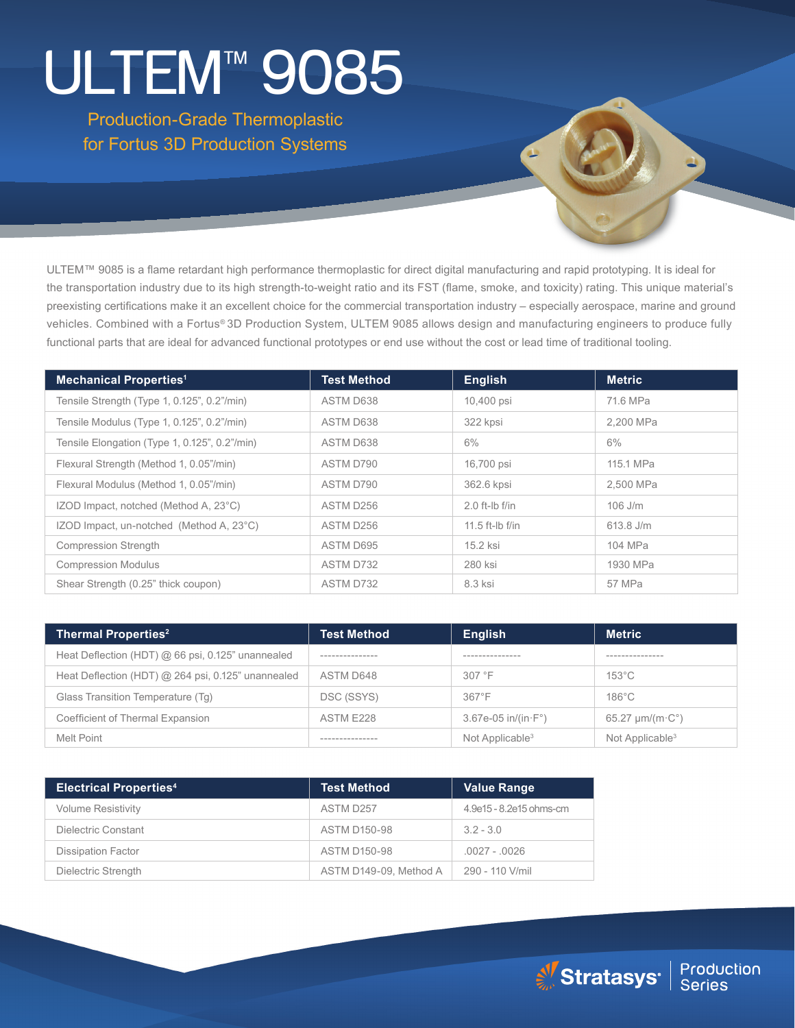# ULTEM™ 9085

## Production-Grade Thermoplastic for Fortus 3D Production Systems

ULTEM™ 9085 is a flame retardant high performance thermoplastic for direct digital manufacturing and rapid prototyping. It is ideal for the transportation industry due to its high strength-to-weight ratio and its FST (flame, smoke, and toxicity) rating. This unique material's preexisting certifications make it an excellent choice for the commercial transportation industry – especially aerospace, marine and ground vehicles. Combined with a Fortus® 3D Production System, ULTEM 9085 allows design and manufacturing engineers to produce fully functional parts that are ideal for advanced functional prototypes or end use without the cost or lead time of traditional tooling.

| Mechanical Properties[1] | Test Method | English | Metric |
|---|---|---|---|
| Tensile Strength (Type 1, 0.125", 0.2"/min) | ASTM D638 | 10,400 psi | 71.6 MPa |
| Tensile Modulus (Type 1, 0.125", 0.2"/min) | ASTM D638 | 322 kpsi | 2,200 MPa |
| Tensile Elongation (Type 1, 0.125", 0.2"/min) | ASTM D638 | 6% | 6% |
| Flexural Strength (Method 1, 0.05"/min) | ASTM D790 | 16,700 psi | 115.1 MPa |
| Flexural Modulus (Method 1, 0.05"/min) | ASTM D790 | 362.6 kpsi | 2,500 MPa |
| IZOD Impact, notched (Method A, 23°C) | ASTM D256 | 2.0 ft-lb f/in | 106 J/m |
| IZOD Impact, un-notched (Method A, 23°C) | ASTM D256 | 11.5 ft-lb f/in | 613.8 J/m |
| Compression Strength | ASTM D695 | 15.2 ksi | 104 MPa |
| Compression Modulus | ASTM D732 | 280 ksi | 1930 MPa |
| Shear Strength (0.25" thick coupon) | ASTM D732 | 8.3 ksi | 57 MPa |

| Thermal Properties[2] | Test Method | English | Metric |
|---|---|---|---|
| Heat Deflection (HDT) @ 66 psi, 0.125" unannealed | --------------- | --------------- | --------------- |
| Heat Deflection (HDT) @ 264 psi, 0.125" unannealed | ASTM D648 | 307 °F | 153°C |
| Glass Transition Temperature (Tg) | DSC (SSYS) | 367°F | 186°C |
| Coefficient of Thermal Expansion | ASTM E228 | 3.67e-05 in/(in·F°) | 65.27 μm/(m·C°) |
| Melt Point | --------------- | Not Applicable[3] | Not Applicable[3] |

| Electrical Properties[4] | Test Method | Value Range |
|---|---|---|
| Volume Resistivity | ASTM D257 | 4.9e15 - 8.2e15 ohms-cm |
| Dielectric Constant | ASTM D150-98 | 3.2 - 3.0 |
| Dissipation Factor | ASTM D150-98 | .0027 - .0026 |
| Dielectric Strength | ASTM D149-09, Method A | 290 - 110 V/mil |

Stratasys® | Production Series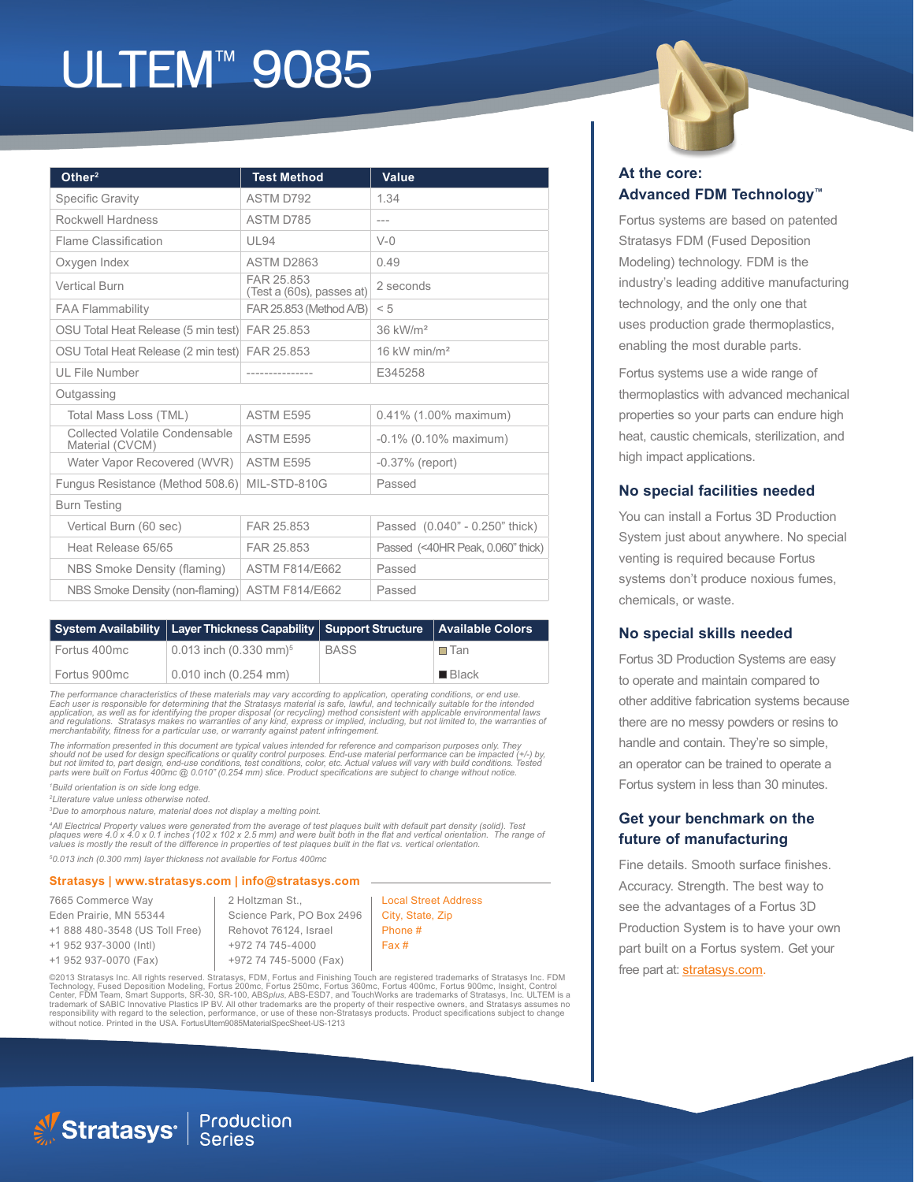# ULTEM™ 9085

| Other[2] | Test Method | Value |
|---|---|---|
| Specific Gravity | ASTM D792 | 1.34 |
| Rockwell Hardness | ASTM D785 | --- |
| Flame Classification | UL94 | V-0 |
| Oxygen Index | ASTM D2863 | 0.49 |
| Vertical Burn | FAR 25.853 (Test a (60s), passes at) | 2 seconds |
| FAA Flammability | FAR 25.853 (Method A/B) | < 5 |
| OSU Total Heat Release (5 min test) | FAR 25.853 | 36 kW/m² |
| OSU Total Heat Release (2 min test) | FAR 25.853 | 16 kW min/m² |
| UL File Number | --------------- | E345258 |
| Outgassing | | |
| Total Mass Loss (TML) | ASTM E595 | 0.41% (1.00% maximum) |
| Collected Volatile Condensable Material (CVCM) | ASTM E595 | -0.1% (0.10% maximum) |
| Water Vapor Recovered (WVR) | ASTM E595 | -0.37% (report) |
| Fungus Resistance (Method 508.6) | MIL-STD-810G | Passed |
| Burn Testing | | |
| Vertical Burn (60 sec) | FAR 25.853 | Passed (0.040" - 0.250" thick) |
| Heat Release 65/65 | FAR 25.853 | Passed (<40HR Peak, 0.060" thick) |
| NBS Smoke Density (flaming) | ASTM F814/E662 | Passed |
| NBS Smoke Density (non-flaming) | ASTM F814/E662 | Passed |

| System Availability | Layer Thickness Capability | Support Structure | Available Colors |
|---|---|---|---|
| Fortus 400mc | 0.013 inch (0.330 mm)[5] | BASS | Tan |
| Fortus 900mc | 0.010 inch (0.254 mm) | | Black |

*The performance characteristics of these materials may vary according to application, operating conditions, or end use. Each user is responsible for determining that the Stratasys material is safe, lawful, and technically suitable for the intended application, as well as for identifying the proper disposal (or recycling) method consistent with applicable environmental laws and regulations. Stratasys makes no warranties of any kind, express or implied, including, but not limited to, the warranties of merchantability, fitness for a particular use, or warranty against patent infringement.*

*The information presented in this document are typical values intended for reference and comparison purposes only. They should not be used for design specifications or quality control purposes. End-use material performance can be impacted (+/-) by, but not limited to, part design, end-use conditions, test conditions, color, etc. Actual values will vary with build conditions. Tested parts were built on Fortus 400mc @ 0.010" (0.254 mm) slice. Product specifications are subject to change without notice.*

*[1]Build orientation is on side long edge.*

*[2]Literature value unless otherwise noted.*

*[3]Due to amorphous nature, material does not display a melting point.*

*[4]All Electrical Property values were generated from the average of test plaques built with default part density (solid). Test plaques were 4.0 x 4.0 x 0.1 inches (102 x 102 x 2.5 mm) and were built both in the flat and vertical orientation. The range of values is mostly the result of the difference in properties of test plaques built in the flat vs. vertical orientation.*

*[5]0.013 inch (0.300 mm) layer thickness not available for Fortus 400mc*

**Stratasys | www.stratasys.com | info@stratasys.com**

7665 Commerce Way
Eden Prairie, MN 55344
+1 888 480-3548 (US Toll Free)
+1 952 937-3000 (Intl)
+1 952 937-0070 (Fax)

2 Holtzman St.,
Science Park, PO Box 2496
Rehovot 76124, Israel
+972 74 745-4000
+972 74 745-5000 (Fax)

Local Street Address
City, State, Zip
Phone #
Fax #

©2013 Stratasys Inc. All rights reserved. Stratasys, FDM, Fortus and Finishing Touch are registered trademarks of Stratasys Inc. FDM Technology, Fused Deposition Modeling, Fortus 200mc, Fortus 250mc, Fortus 360mc, Fortus 400mc, Fortus 900mc, Insight, Control Center, FDM Team, Smart Supports, SR-30, SR-100, ABS*plus*, ABS-ESD7, and TouchWorks are trademarks of Stratasys, Inc. ULTEM is a trademark of SABIC Innovative Plastics IP BV. All other trademarks are the property of their respective owners, and Stratasys assumes no responsibility with regard to the selection, performance, or use of these non-Stratasys products. Product specifications subject to change without notice. Printed in the USA. FortusUltem9085MaterialSpecSheet-US-1213

## At the core: Advanced FDM Technology™

Fortus systems are based on patented Stratasys FDM (Fused Deposition Modeling) technology. FDM is the industry's leading additive manufacturing technology, and the only one that uses production grade thermoplastics, enabling the most durable parts.

Fortus systems use a wide range of thermoplastics with advanced mechanical properties so your parts can endure high heat, caustic chemicals, sterilization, and high impact applications.

## No special facilities needed

You can install a Fortus 3D Production System just about anywhere. No special venting is required because Fortus systems don't produce noxious fumes, chemicals, or waste.

## No special skills needed

Fortus 3D Production Systems are easy to operate and maintain compared to other additive fabrication systems because there are no messy powders or resins to handle and contain. They're so simple, an operator can be trained to operate a Fortus system in less than 30 minutes.

## Get your benchmark on the future of manufacturing

Fine details. Smooth surface finishes. Accuracy. Strength. The best way to see the advantages of a Fortus 3D Production System is to have your own part built on a Fortus system. Get your free part at: stratasys.com.

Stratasys | Production Series